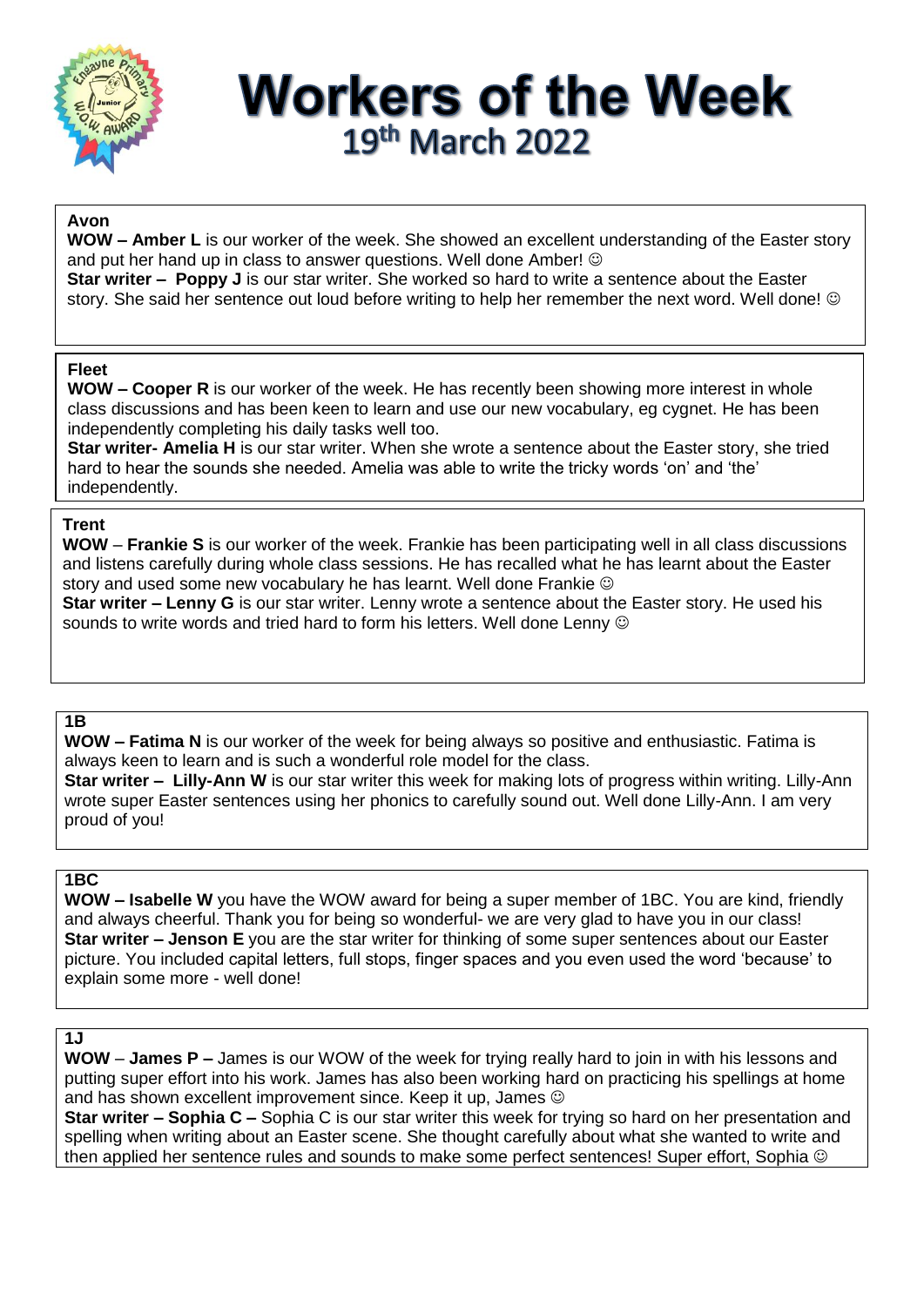# Workers of the Week

## 19th March 2022

**Avon**

**WOW – Amber L** is our worker of the week. She showed an excellent understanding of the Easter story and put her hand up in class to answer questions. Well done Amber! ☺

**Star writer – Poppy J** is our star writer. She worked so hard to write a sentence about the Easter story. She said her sentence out loud before writing to help her remember the next word. Well done! ☺

**Fleet**

**WOW – Cooper R** is our worker of the week. He has recently been showing more interest in whole class discussions and has been keen to learn and use our new vocabulary, eg cygnet. He has been independently completing his daily tasks well too.

**Star writer- Amelia H** is our star writer. When she wrote a sentence about the Easter story, she tried hard to hear the sounds she needed. Amelia was able to write the tricky words 'on' and 'the' independently.

**Trent**

**WOW** – **Frankie S** is our worker of the week. Frankie has been participating well in all class discussions and listens carefully during whole class sessions. He has recalled what he has learnt about the Easter story and used some new vocabulary he has learnt. Well done Frankie ☺

**Star writer – Lenny G** is our star writer. Lenny wrote a sentence about the Easter story. He used his sounds to write words and tried hard to form his letters. Well done Lenny ☺

**1B**

**WOW – Fatima N** is our worker of the week for being always so positive and enthusiastic. Fatima is always keen to learn and is such a wonderful role model for the class.

**Star writer – Lilly-Ann W** is our star writer this week for making lots of progress within writing. Lilly-Ann wrote super Easter sentences using her phonics to carefully sound out. Well done Lilly-Ann. I am very proud of you!

**1BC**

**WOW – Isabelle W** you have the WOW award for being a super member of 1BC. You are kind, friendly and always cheerful. Thank you for being so wonderful- we are very glad to have you in our class!

**Star writer – Jenson E** you are the star writer for thinking of some super sentences about our Easter picture. You included capital letters, full stops, finger spaces and you even used the word 'because' to explain some more - well done!

**1J**

**WOW** – **James P –** James is our WOW of the week for trying really hard to join in with his lessons and putting super effort into his work. James has also been working hard on practicing his spellings at home and has shown excellent improvement since. Keep it up, James ☺

**Star writer – Sophia C –** Sophia C is our star writer this week for trying so hard on her presentation and spelling when writing about an Easter scene. She thought carefully about what she wanted to write and then applied her sentence rules and sounds to make some perfect sentences! Super effort, Sophia ☺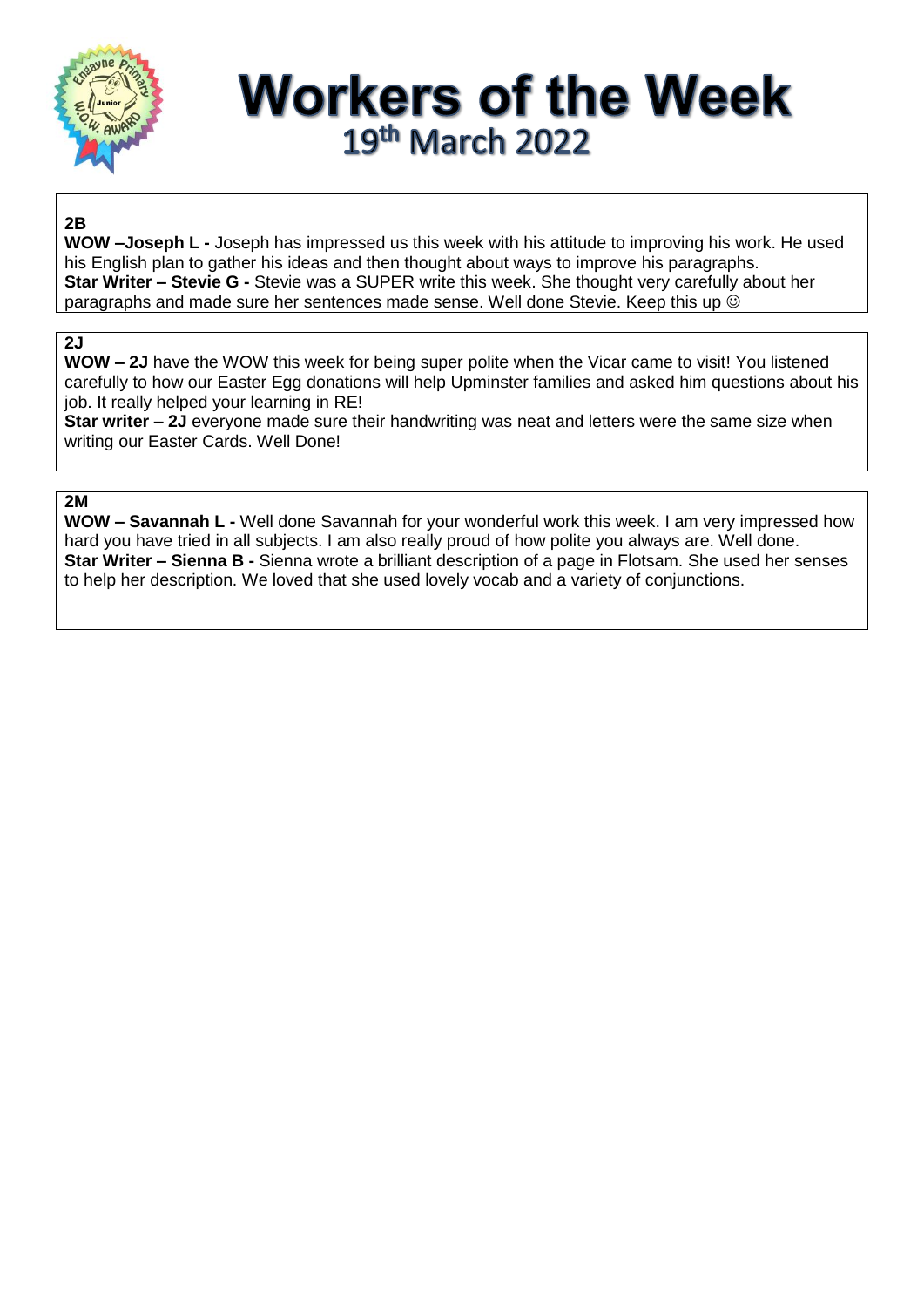# Workers of the Week
## 19th March 2022

**2B**
**WOW –Joseph L -** Joseph has impressed us this week with his attitude to improving his work. He used his English plan to gather his ideas and then thought about ways to improve his paragraphs.
**Star Writer – Stevie G -** Stevie was a SUPER write this week. She thought very carefully about her paragraphs and made sure her sentences made sense. Well done Stevie. Keep this up ☺

**2J**
**WOW – 2J** have the WOW this week for being super polite when the Vicar came to visit! You listened carefully to how our Easter Egg donations will help Upminster families and asked him questions about his job. It really helped your learning in RE!
**Star writer – 2J** everyone made sure their handwriting was neat and letters were the same size when writing our Easter Cards. Well Done!

**2M**
**WOW – Savannah L -** Well done Savannah for your wonderful work this week. I am very impressed how hard you have tried in all subjects. I am also really proud of how polite you always are. Well done.
**Star Writer – Sienna B -** Sienna wrote a brilliant description of a page in Flotsam. She used her senses to help her description. We loved that she used lovely vocab and a variety of conjunctions.